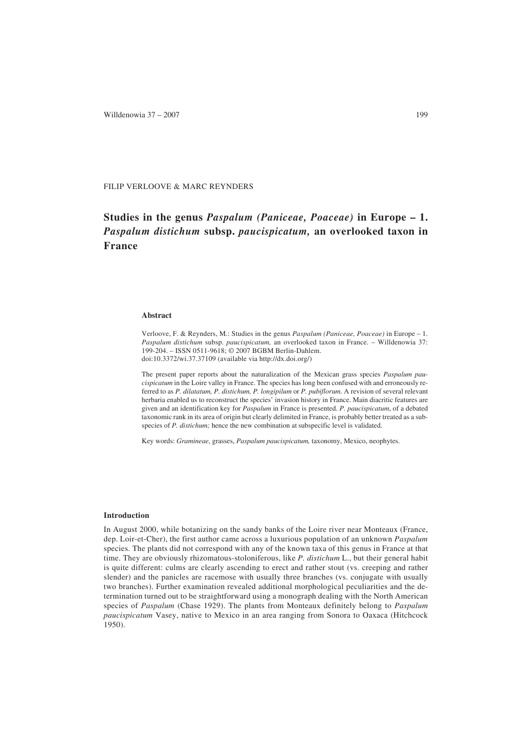FILIP VERLOOVE & MARC REYNDERS

# Studies in the genus *Paspalum (Paniceae, Poaceae)* in Europe – 1. *Paspalum distichum* subsp. *paucispicatum,* an overlooked taxon in France

## Abstract

Verloove, F. & Reynders, M.: Studies in the genus *Paspalum (Paniceae, Poaceae)* in Europe – 1. *Paspalum distichum* subsp. *paucispicatum,* an overlooked taxon in France. – Willdenowia 37: 199-204. – ISSN 0511-9618; © 2007 BGBM Berlin-Dahlem.
doi:10.3372/wi.37.37109 (available via http://dx.doi.org/)

The present paper reports about the naturalization of the Mexican grass species *Paspalum paucispicatum* in the Loire valley in France. The species has long been confused with and erroneously referred to as *P. dilatatum, P. distichum, P. longipilum* or *P. pubiflorum*. A revision of several relevant herbaria enabled us to reconstruct the species' invasion history in France. Main diacritic features are given and an identification key for *Paspalum* in France is presented. *P. paucispicatum*, of a debated taxonomic rank in its area of origin but clearly delimited in France, is probably better treated as a subspecies of *P. distichum;* hence the new combination at subspecific level is validated.

Key words: *Gramineae,* grasses, *Paspalum paucispicatum,* taxonomy, Mexico, neophytes.

## Introduction

In August 2000, while botanizing on the sandy banks of the Loire river near Monteaux (France, dep. Loir-et-Cher), the first author came across a luxurious population of an unknown *Paspalum* species. The plants did not correspond with any of the known taxa of this genus in France at that time. They are obviously rhizomatous-stoloniferous, like *P. distichum* L., but their general habit is quite different: culms are clearly ascending to erect and rather stout (vs. creeping and rather slender) and the panicles are racemose with usually three branches (vs. conjugate with usually two branches). Further examination revealed additional morphological peculiarities and the determination turned out to be straightforward using a monograph dealing with the North American species of *Paspalum* (Chase 1929). The plants from Monteaux definitely belong to *Paspalum paucispicatum* Vasey, native to Mexico in an area ranging from Sonora to Oaxaca (Hitchcock 1950).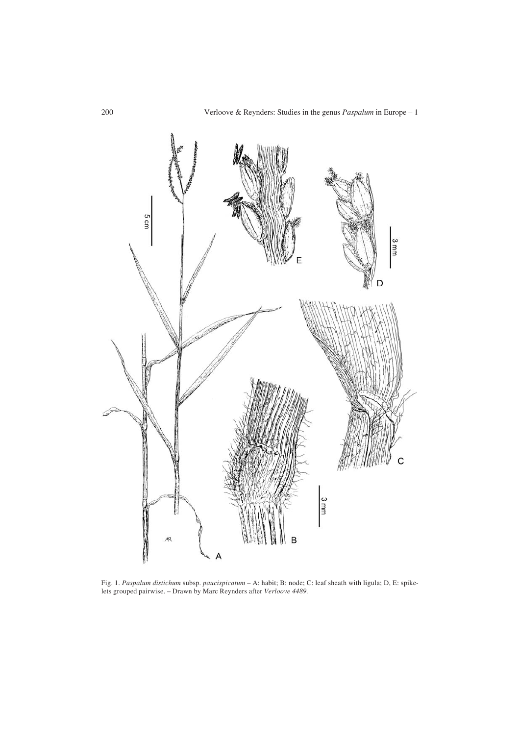Fig. 1. *Paspalum distichum* subsp. *paucispicatum* – A: habit; B: node; C: leaf sheath with ligula; D, E: spikelets grouped pairwise. – Drawn by Marc Reynders after *Verloove 4489*.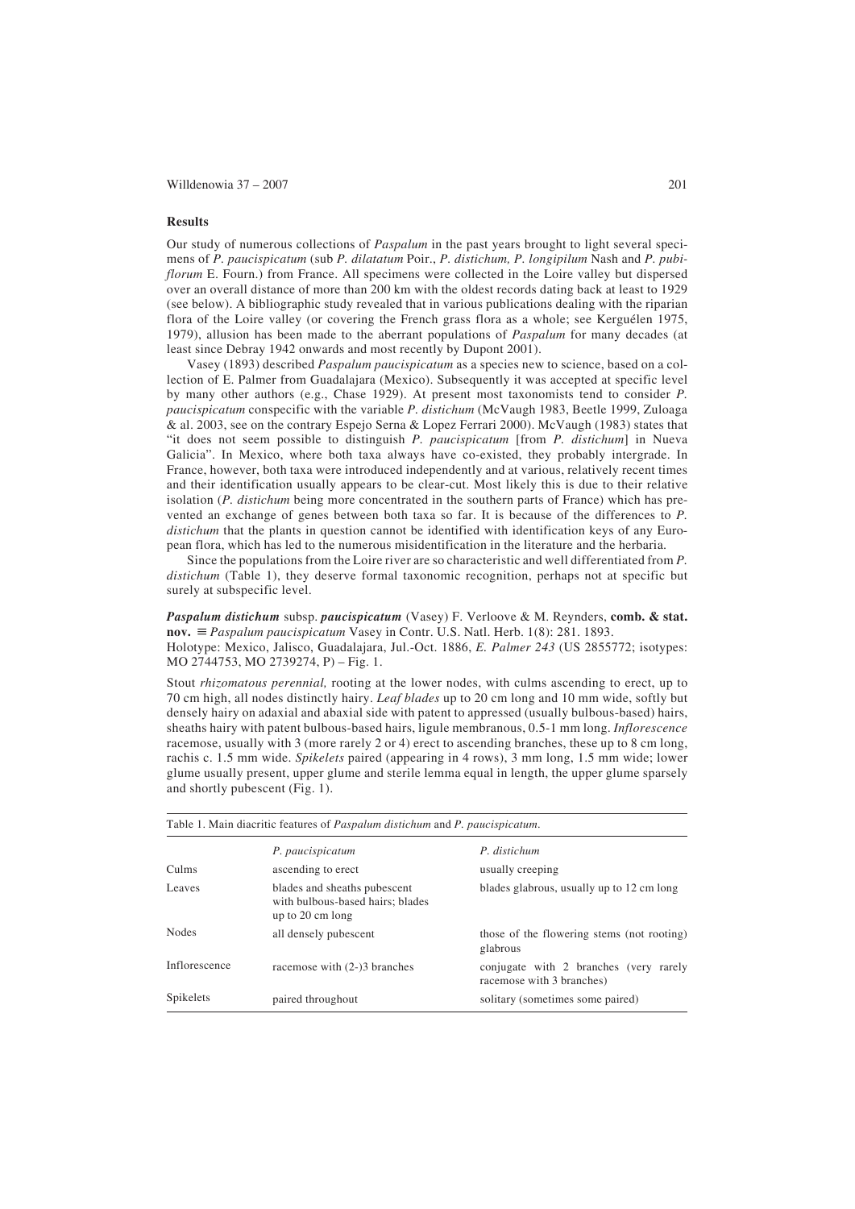## Results

Our study of numerous collections of *Paspalum* in the past years brought to light several specimens of *P. paucispicatum* (sub *P. dilatatum* Poir., *P. distichum, P. longipilum* Nash and *P. pubiflorum* E. Fourn.) from France. All specimens were collected in the Loire valley but dispersed over an overall distance of more than 200 km with the oldest records dating back at least to 1929 (see below). A bibliographic study revealed that in various publications dealing with the riparian flora of the Loire valley (or covering the French grass flora as a whole; see Kerguélen 1975, 1979), allusion has been made to the aberrant populations of *Paspalum* for many decades (at least since Debray 1942 onwards and most recently by Dupont 2001).

Vasey (1893) described *Paspalum paucispicatum* as a species new to science, based on a collection of E. Palmer from Guadalajara (Mexico). Subsequently it was accepted at specific level by many other authors (e.g., Chase 1929). At present most taxonomists tend to consider *P. paucispicatum* conspecific with the variable *P. distichum* (McVaugh 1983, Beetle 1999, Zuloaga & al. 2003, see on the contrary Espejo Serna & Lopez Ferrari 2000). McVaugh (1983) states that "it does not seem possible to distinguish *P. paucispicatum* [from *P. distichum*] in Nueva Galicia". In Mexico, where both taxa always have co-existed, they probably intergrade. In France, however, both taxa were introduced independently and at various, relatively recent times and their identification usually appears to be clear-cut. Most likely this is due to their relative isolation (*P. distichum* being more concentrated in the southern parts of France) which has prevented an exchange of genes between both taxa so far. It is because of the differences to *P. distichum* that the plants in question cannot be identified with identification keys of any European flora, which has led to the numerous misidentification in the literature and the herbaria.

Since the populations from the Loire river are so characteristic and well differentiated from *P. distichum* (Table 1), they deserve formal taxonomic recognition, perhaps not at specific but surely at subspecific level.

***Paspalum distichum*** subsp. ***paucispicatum*** (Vasey) F. Verloove & M. Reynders, **comb. & stat. nov.** ≡ *Paspalum paucispicatum* Vasey in Contr. U.S. Natl. Herb. 1(8): 281. 1893.
Holotype: Mexico, Jalisco, Guadalajara, Jul.-Oct. 1886, *E. Palmer 243* (US 2855772; isotypes: MO 2744753, MO 2739274, P) – Fig. 1.

Stout *rhizomatous perennial,* rooting at the lower nodes, with culms ascending to erect, up to 70 cm high, all nodes distinctly hairy. *Leaf blades* up to 20 cm long and 10 mm wide, softly but densely hairy on adaxial and abaxial side with patent to appressed (usually bulbous-based) hairs, sheaths hairy with patent bulbous-based hairs, ligule membranous, 0.5-1 mm long. *Inflorescence* racemose, usually with 3 (more rarely 2 or 4) erect to ascending branches, these up to 8 cm long, rachis c. 1.5 mm wide. *Spikelets* paired (appearing in 4 rows), 3 mm long, 1.5 mm wide; lower glume usually present, upper glume and sterile lemma equal in length, the upper glume sparsely and shortly pubescent (Fig. 1).

Table 1. Main diacritic features of *Paspalum distichum* and *P. paucispicatum*.

| | *P. paucispicatum* | *P. distichum* |
|---|---|---|
| Culms | ascending to erect | usually creeping |
| Leaves | blades and sheaths pubescent with bulbous-based hairs; blades up to 20 cm long | blades glabrous, usually up to 12 cm long |
| Nodes | all densely pubescent | those of the flowering stems (not rooting) glabrous |
| Inflorescence | racemose with (2-)3 branches | conjugate with 2 branches (very rarely racemose with 3 branches) |
| Spikelets | paired throughout | solitary (sometimes some paired) |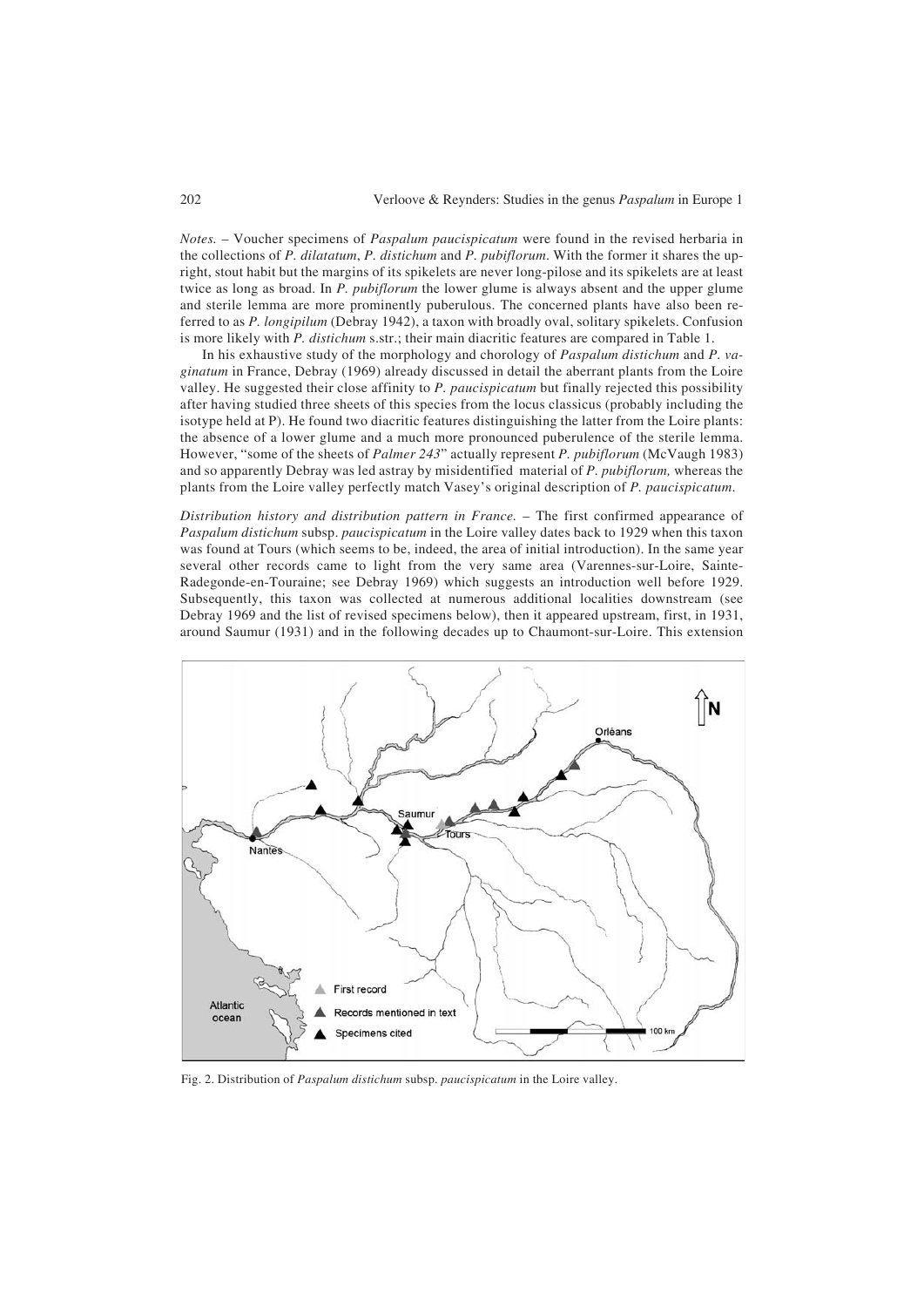*Notes.* – Voucher specimens of *Paspalum paucispicatum* were found in the revised herbaria in the collections of *P. dilatatum*, *P. distichum* and *P. pubiflorum*. With the former it shares the upright, stout habit but the margins of its spikelets are never long-pilose and its spikelets are at least twice as long as broad. In *P. pubiflorum* the lower glume is always absent and the upper glume and sterile lemma are more prominently puberulous. The concerned plants have also been referred to as *P. longipilum* (Debray 1942), a taxon with broadly oval, solitary spikelets. Confusion is more likely with *P. distichum* s.str.; their main diacritic features are compared in Table 1.

In his exhaustive study of the morphology and chorology of *Paspalum distichum* and *P. vaginatum* in France, Debray (1969) already discussed in detail the aberrant plants from the Loire valley. He suggested their close affinity to *P. paucispicatum* but finally rejected this possibility after having studied three sheets of this species from the locus classicus (probably including the isotype held at P). He found two diacritic features distinguishing the latter from the Loire plants: the absence of a lower glume and a much more pronounced puberulence of the sterile lemma. However, "some of the sheets of *Palmer 243*" actually represent *P. pubiflorum* (McVaugh 1983) and so apparently Debray was led astray by misidentified material of *P. pubiflorum,* whereas the plants from the Loire valley perfectly match Vasey's original description of *P. paucispicatum*.

*Distribution history and distribution pattern in France.* – The first confirmed appearance of *Paspalum distichum* subsp. *paucispicatum* in the Loire valley dates back to 1929 when this taxon was found at Tours (which seems to be, indeed, the area of initial introduction). In the same year several other records came to light from the very same area (Varennes-sur-Loire, Sainte-Radegonde-en-Touraine; see Debray 1969) which suggests an introduction well before 1929. Subsequently, this taxon was collected at numerous additional localities downstream (see Debray 1969 and the list of revised specimens below), then it appeared upstream, first, in 1931, around Saumur (1931) and in the following decades up to Chaumont-sur-Loire. This extension

Fig. 2. Distribution of *Paspalum distichum* subsp. *paucispicatum* in the Loire valley.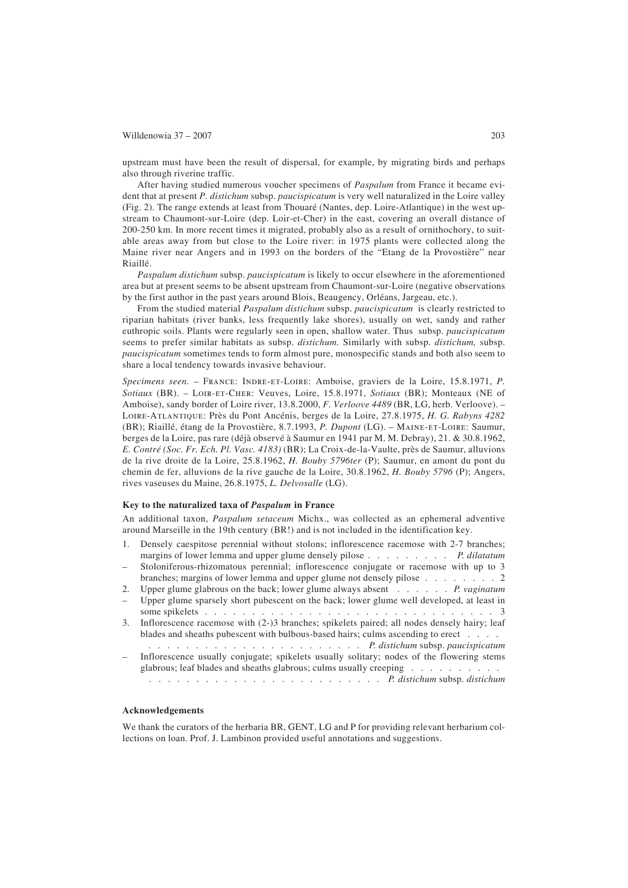upstream must have been the result of dispersal, for example, by migrating birds and perhaps also through riverine traffic.

After having studied numerous voucher specimens of *Paspalum* from France it became evident that at present *P. distichum* subsp. *paucispicatum* is very well naturalized in the Loire valley (Fig. 2). The range extends at least from Thouaré (Nantes, dep. Loire-Atlantique) in the west upstream to Chaumont-sur-Loire (dep. Loir-et-Cher) in the east, covering an overall distance of 200-250 km. In more recent times it migrated, probably also as a result of ornithochory, to suitable areas away from but close to the Loire river: in 1975 plants were collected along the Maine river near Angers and in 1993 on the borders of the "Etang de la Provostière" near Riaillé.

*Paspalum distichum* subsp. *paucispicatum* is likely to occur elsewhere in the aforementioned area but at present seems to be absent upstream from Chaumont-sur-Loire (negative observations by the first author in the past years around Blois, Beaugency, Orléans, Jargeau, etc.).

From the studied material *Paspalum distichum* subsp. *paucispicatum* is clearly restricted to riparian habitats (river banks, less frequently lake shores), usually on wet, sandy and rather euthropic soils. Plants were regularly seen in open, shallow water. Thus subsp. *paucispicatum* seems to prefer similar habitats as subsp. *distichum.* Similarly with subsp. *distichum,* subsp. *paucispicatum* sometimes tends to form almost pure, monospecific stands and both also seem to share a local tendency towards invasive behaviour.

*Specimens seen.* – FRANCE: INDRE-ET-LOIRE: Amboise, graviers de la Loire, 15.8.1971, *P. Sotiaux* (BR). – LOIR-ET-CHER: Veuves, Loire, 15.8.1971, *Sotiaux* (BR); Monteaux (NE of Amboise), sandy border of Loire river, 13.8.2000, *F. Verloove 4489* (BR, LG, herb. Verloove). – LOIRE-ATLANTIQUE: Près du Pont Ancénis, berges de la Loire, 27.8.1975, *H. G. Rabyns 4282* (BR); Riaillé, étang de la Provostière, 8.7.1993, *P. Dupont* (LG). – MAINE-ET-LOIRE: Saumur, berges de la Loire, pas rare (déjà observé à Saumur en 1941 par M. M. Debray), 21. & 30.8.1962, *E. Contré (Soc. Fr. Ech. Pl. Vasc. 4183)* (BR); La Croix-de-la-Vaulte, près de Saumur, alluvions de la rive droite de la Loire, 25.8.1962, *H. Bouby 5796ter* (P); Saumur, en amont du pont du chemin de fer, alluvions de la rive gauche de la Loire, 30.8.1962, *H. Bouby 5796* (P); Angers, rives vaseuses du Maine, 26.8.1975, *L. Delvosalle* (LG).

### Key to the naturalized taxa of *Paspalum* in France

An additional taxon, *Paspalum setaceum* Michx., was collected as an ephemeral adventive around Marseille in the 19th century (BR!) and is not included in the identification key.

1. Densely caespitose perennial without stolons; inflorescence racemose with 2-7 branches; margins of lower lemma and upper glume densely pilose . . . . . . . . . *P. dilatatum*
– Stoloniferous-rhizomatous perennial; inflorescence conjugate or racemose with up to 3 branches; margins of lower lemma and upper glume not densely pilose . . . . . . . . 2
2. Upper glume glabrous on the back; lower glume always absent . . . . . . *P. vaginatum*
– Upper glume sparsely short pubescent on the back; lower glume well developed, at least in some spikelets . . . . . . . . . . . . . . . . . . . . . . . . . . . . . . . . 3
3. Inflorescence racemose with (2-)3 branches; spikelets paired; all nodes densely hairy; leaf blades and sheaths pubescent with bulbous-based hairs; culms ascending to erect . . . . . . . . . . . . . . . . . . . . . . . . . . . *P. distichum* subsp. *paucispicatum*
– Inflorescence usually conjugate; spikelets usually solitary; nodes of the flowering stems glabrous; leaf blades and sheaths glabrous; culms usually creeping . . . . . . . . . . . . . . . . . . . . . . . . . . . . . . . . . . . *P. distichum* subsp. *distichum*

### Acknowledgements

We thank the curators of the herbaria BR, GENT, LG and P for providing relevant herbarium collections on loan. Prof. J. Lambinon provided useful annotations and suggestions.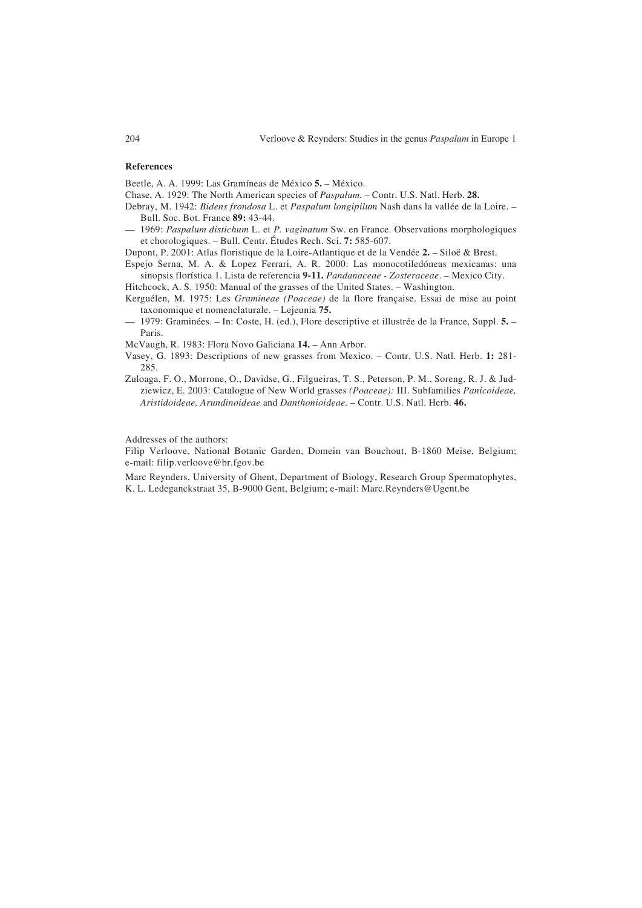## References

Beetle, A. A. 1999: Las Gramíneas de México **5.** – México.

Chase, A. 1929: The North American species of *Paspalum.* – Contr. U.S. Natl. Herb. **28.**

Debray, M. 1942: *Bidens frondosa* L. et *Paspalum longipilum* Nash dans la vallée de la Loire. – Bull. Soc. Bot. France **89:** 43-44.

— 1969: *Paspalum distichum* L. et *P. vaginatum* Sw. en France. Observations morphologiques et chorologiques. – Bull. Centr. Études Rech. Sci. **7:** 585-607.

Dupont, P. 2001: Atlas floristique de la Loire-Atlantique et de la Vendée **2.** – Siloë & Brest.

Espejo Serna, M. A. & Lopez Ferrari, A. R. 2000: Las monocotiledóneas mexicanas: una sinopsis florística 1. Lista de referencia **9-11.** *Pandanaceae - Zosteraceae*. – Mexico City.

Hitchcock, A. S. 1950: Manual of the grasses of the United States. – Washington.

Kerguélen, M. 1975: Les *Gramineae (Poaceae)* de la flore française. Essai de mise au point taxonomique et nomenclaturale. – Lejeunia **75.**

— 1979: Graminées. – In: Coste, H. (ed.), Flore descriptive et illustrée de la France, Suppl. **5.** – Paris.

McVaugh, R. 1983: Flora Novo Galiciana **14.** – Ann Arbor.

Vasey, G. 1893: Descriptions of new grasses from Mexico. – Contr. U.S. Natl. Herb. **1:** 281-285.

Zuloaga, F. O., Morrone, O., Davidse, G., Filgueiras, T. S., Peterson, P. M., Soreng, R. J. & Judziewicz, E. 2003: Catalogue of New World grasses *(Poaceae):* III. Subfamilies *Panicoideae, Aristidoideae, Arundinoideae* and *Danthonioideae.* – Contr. U.S. Natl. Herb. **46.**

Addresses of the authors:

Filip Verloove, National Botanic Garden, Domein van Bouchout, B-1860 Meise, Belgium; e-mail: filip.verloove@br.fgov.be

Marc Reynders, University of Ghent, Department of Biology, Research Group Spermatophytes, K. L. Ledeganckstraat 35, B-9000 Gent, Belgium; e-mail: Marc.Reynders@Ugent.be